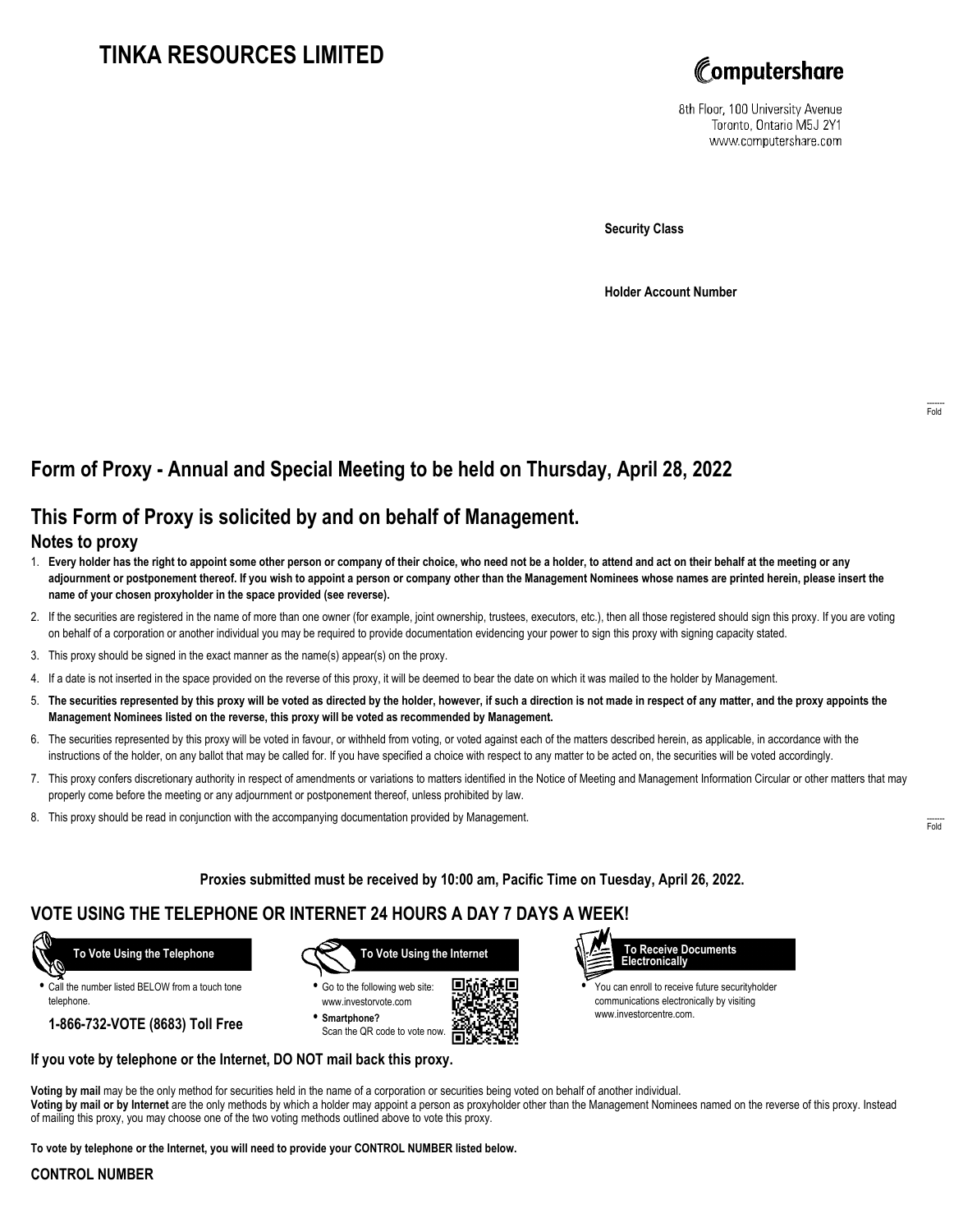# TINKA RESOURCES LIMITED

Computershare

8th Floor, 100 University Avenue
Toronto, Ontario M5J 2Y1
www.computershare.com

**Security Class**

**Holder Account Number**

Fold

## Form of Proxy - Annual and Special Meeting to be held on Thursday, April 28, 2022

## This Form of Proxy is solicited by and on behalf of Management.

### Notes to proxy

1. **Every holder has the right to appoint some other person or company of their choice, who need not be a holder, to attend and act on their behalf at the meeting or any adjournment or postponement thereof. If you wish to appoint a person or company other than the Management Nominees whose names are printed herein, please insert the name of your chosen proxyholder in the space provided (see reverse).**
2. If the securities are registered in the name of more than one owner (for example, joint ownership, trustees, executors, etc.), then all those registered should sign this proxy. If you are voting on behalf of a corporation or another individual you may be required to provide documentation evidencing your power to sign this proxy with signing capacity stated.
3. This proxy should be signed in the exact manner as the name(s) appear(s) on the proxy.
4. If a date is not inserted in the space provided on the reverse of this proxy, it will be deemed to bear the date on which it was mailed to the holder by Management.
5. **The securities represented by this proxy will be voted as directed by the holder, however, if such a direction is not made in respect of any matter, and the proxy appoints the Management Nominees listed on the reverse, this proxy will be voted as recommended by Management.**
6. The securities represented by this proxy will be voted in favour, or withheld from voting, or voted against each of the matters described herein, as applicable, in accordance with the instructions of the holder, on any ballot that may be called for. If you have specified a choice with respect to any matter to be acted on, the securities will be voted accordingly.
7. This proxy confers discretionary authority in respect of amendments or variations to matters identified in the Notice of Meeting and Management Information Circular or other matters that may properly come before the meeting or any adjournment or postponement thereof, unless prohibited by law.
8. This proxy should be read in conjunction with the accompanying documentation provided by Management.

Fold

**Proxies submitted must be received by 10:00 am, Pacific Time on Tuesday, April 26, 2022.**

## VOTE USING THE TELEPHONE OR INTERNET 24 HOURS A DAY 7 DAYS A WEEK!

**To Vote Using the Telephone**

- Call the number listed BELOW from a touch tone telephone.

**1-866-732-VOTE (8683) Toll Free**

**To Vote Using the Internet**

- Go to the following web site: www.investorvote.com
- **Smartphone?** Scan the QR code to vote now.

**To Receive Documents Electronically**

- You can enroll to receive future securityholder communications electronically by visiting www.investorcentre.com.

**If you vote by telephone or the Internet, DO NOT mail back this proxy.**

**Voting by mail** may be the only method for securities held in the name of a corporation or securities being voted on behalf of another individual.
**Voting by mail or by Internet** are the only methods by which a holder may appoint a person as proxyholder other than the Management Nominees named on the reverse of this proxy. Instead of mailing this proxy, you may choose one of the two voting methods outlined above to vote this proxy.

**To vote by telephone or the Internet, you will need to provide your CONTROL NUMBER listed below.**

**CONTROL NUMBER**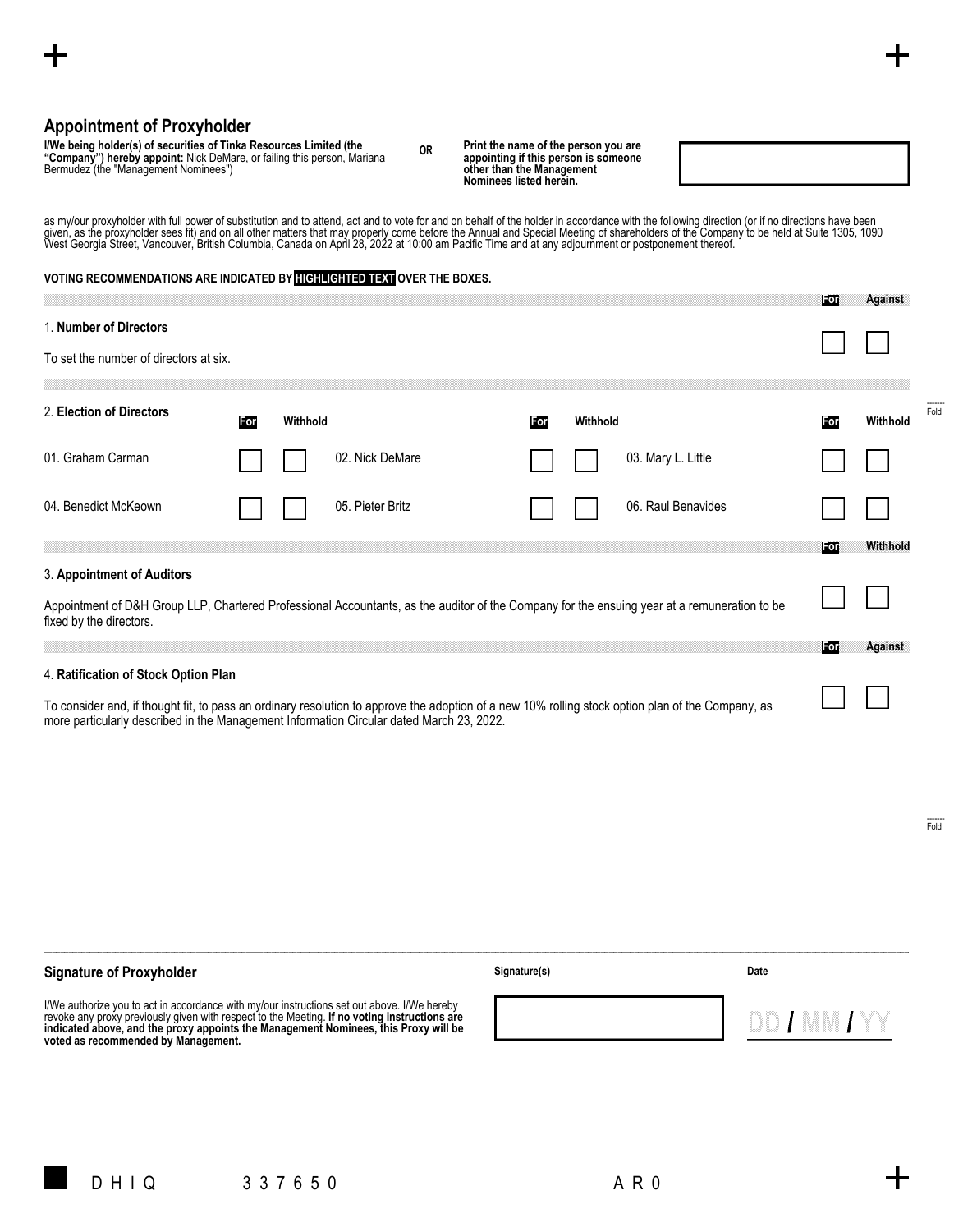## Appointment of Proxyholder

**I/We being holder(s) of securities of Tinka Resources Limited (the "Company") hereby appoint:** Nick DeMare, or failing this person, Mariana Bermudez (the "Management Nominees")

**OR**

**Print the name of the person you are appointing if this person is someone other than the Management Nominees listed herein.**

as my/our proxyholder with full power of substitution and to attend, act and to vote for and on behalf of the holder in accordance with the following direction (or if no directions have been given, as the proxyholder sees fit) and on all other matters that may properly come before the Annual and Special Meeting of shareholders of the Company to be held at Suite 1305, 1090 West Georgia Street, Vancouver, British Columbia, Canada on April 28, 2022 at 10:00 am Pacific Time and at any adjournment or postponement thereof.

**VOTING RECOMMENDATIONS ARE INDICATED BY HIGHLIGHTED TEXT OVER THE BOXES.**

| | For | Against |
|---|---|---|
| 1. **Number of Directors**<br>To set the number of directors at six. | ☐ | ☐ |

2. **Election of Directors**

| | For | Withhold | | For | Withhold | | For | Withhold |
|---|---|---|---|---|---|---|---|---|
| 01. Graham Carman | ☐ | ☐ | 02. Nick DeMare | ☐ | ☐ | 03. Mary L. Little | ☐ | ☐ |
| 04. Benedict McKeown | ☐ | ☐ | 05. Pieter Britz | ☐ | ☐ | 06. Raul Benavides | ☐ | ☐ |

| | For | Withhold |
|---|---|---|
| 3. **Appointment of Auditors**<br>Appointment of D&H Group LLP, Chartered Professional Accountants, as the auditor of the Company for the ensuing year at a remuneration to be fixed by the directors. | ☐ | ☐ |

| | For | Against |
|---|---|---|
| 4. **Ratification of Stock Option Plan**<br>To consider and, if thought fit, to pass an ordinary resolution to approve the adoption of a new 10% rolling stock option plan of the Company, as more particularly described in the Management Information Circular dated March 23, 2022. | ☐ | ☐ |

## Signature of Proxyholder

I/We authorize you to act in accordance with my/our instructions set out above. I/We hereby revoke any proxy previously given with respect to the Meeting. **If no voting instructions are indicated above, and the proxy appoints the Management Nominees, this Proxy will be voted as recommended by Management.**

**Signature(s)**

**Date**

DD / MM / YY

D H I Q 3 3 7 6 5 0 A R 0